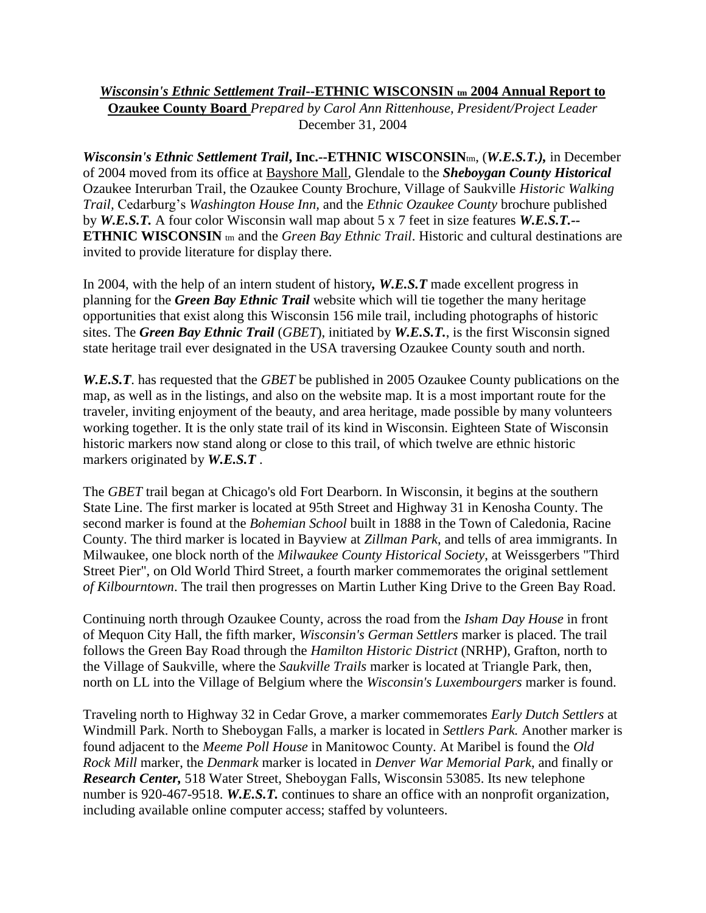***Wisconsin's Ethnic Settlement Trail*--ETHNIC WISCONSIN tm 2004 Annual Report to Ozaukee County Board** *Prepared by Carol Ann Rittenhouse, President/Project Leader*
December 31, 2004

***Wisconsin's Ethnic Settlement Trail*, Inc.--ETHNIC WISCONSIN**tm, (***W.E.S.T.),*** in December of 2004 moved from its office at Bayshore Mall, Glendale to the ***Sheboygan County Historical*** Ozaukee Interurban Trail, the Ozaukee County Brochure, Village of Saukville *Historic Walking Trail,* Cedarburg's *Washington House Inn,* and the *Ethnic Ozaukee County* brochure published by ***W.E.S.T.*** A four color Wisconsin wall map about 5 x 7 feet in size features ***W.E.S.T.*--ETHNIC WISCONSIN** tm and the *Green Bay Ethnic Trail*. Historic and cultural destinations are invited to provide literature for display there.

In 2004, with the help of an intern student of history**,** ***W.E.S.T*** made excellent progress in planning for the ***Green Bay Ethnic Trail*** website which will tie together the many heritage opportunities that exist along this Wisconsin 156 mile trail, including photographs of historic sites. The ***Green Bay Ethnic Trail*** (*GBET*), initiated by ***W.E.S.T.***, is the first Wisconsin signed state heritage trail ever designated in the USA traversing Ozaukee County south and north.

***W.E.S.T***. has requested that the *GBET* be published in 2005 Ozaukee County publications on the map, as well as in the listings, and also on the website map. It is a most important route for the traveler, inviting enjoyment of the beauty, and area heritage, made possible by many volunteers working together. It is the only state trail of its kind in Wisconsin. Eighteen State of Wisconsin historic markers now stand along or close to this trail, of which twelve are ethnic historic markers originated by ***W.E.S.T*** .

The *GBET* trail began at Chicago's old Fort Dearborn. In Wisconsin, it begins at the southern State Line. The first marker is located at 95th Street and Highway 31 in Kenosha County. The second marker is found at the *Bohemian School* built in 1888 in the Town of Caledonia, Racine County. The third marker is located in Bayview at *Zillman Park*, and tells of area immigrants. In Milwaukee, one block north of the *Milwaukee County Historical Society*, at Weissgerbers "Third Street Pier", on Old World Third Street, a fourth marker commemorates the original settlement *of Kilbourntown*. The trail then progresses on Martin Luther King Drive to the Green Bay Road.

Continuing north through Ozaukee County, across the road from the *Isham Day House* in front of Mequon City Hall, the fifth marker, *Wisconsin's German Settlers* marker is placed. The trail follows the Green Bay Road through the *Hamilton Historic District* (NRHP), Grafton, north to the Village of Saukville, where the *Saukville Trails* marker is located at Triangle Park, then, north on LL into the Village of Belgium where the *Wisconsin's Luxembourgers* marker is found.

Traveling north to Highway 32 in Cedar Grove, a marker commemorates *Early Dutch Settlers* at Windmill Park. North to Sheboygan Falls, a marker is located in *Settlers Park.* Another marker is found adjacent to the *Meeme Poll House* in Manitowoc County. At Maribel is found the *Old Rock Mill* marker, the *Denmark* marker is located in *Denver War Memorial Park,* and finally or ***Research Center,*** 518 Water Street, Sheboygan Falls, Wisconsin 53085. Its new telephone number is 920-467-9518. ***W.E.S.T.*** continues to share an office with an nonprofit organization, including available online computer access; staffed by volunteers.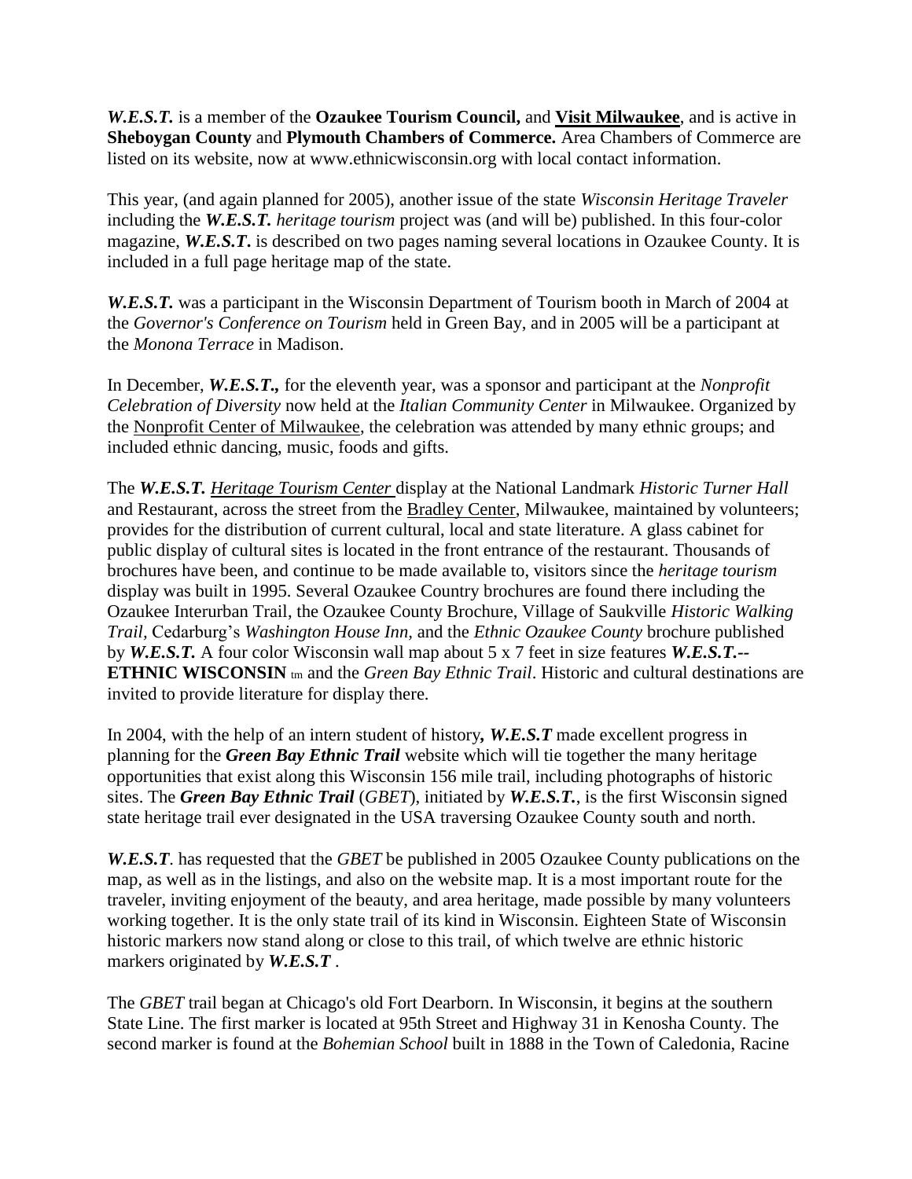***W.E.S.T.*** is a member of the **Ozaukee Tourism Council,** and **Visit Milwaukee**, and is active in **Sheboygan County** and **Plymouth Chambers of Commerce.** Area Chambers of Commerce are listed on its website, now at www.ethnicwisconsin.org with local contact information.

This year, (and again planned for 2005), another issue of the state *Wisconsin Heritage Traveler* including the ***W.E.S.T.*** *heritage tourism* project was (and will be) published. In this four-color magazine, ***W.E.S.T***. is described on two pages naming several locations in Ozaukee County. It is included in a full page heritage map of the state.

***W.E.S.T.*** was a participant in the Wisconsin Department of Tourism booth in March of 2004 at the *Governor's Conference on Tourism* held in Green Bay, and in 2005 will be a participant at the *Monona Terrace* in Madison.

In December, ***W.E.S.T.,*** for the eleventh year, was a sponsor and participant at the *Nonprofit Celebration of Diversity* now held at the *Italian Community Center* in Milwaukee. Organized by the Nonprofit Center of Milwaukee, the celebration was attended by many ethnic groups; and included ethnic dancing, music, foods and gifts.

The ***W.E.S.T.*** *Heritage Tourism Center* display at the National Landmark *Historic Turner Hall* and Restaurant, across the street from the Bradley Center, Milwaukee, maintained by volunteers; provides for the distribution of current cultural, local and state literature. A glass cabinet for public display of cultural sites is located in the front entrance of the restaurant. Thousands of brochures have been, and continue to be made available to, visitors since the *heritage tourism* display was built in 1995. Several Ozaukee Country brochures are found there including the Ozaukee Interurban Trail, the Ozaukee County Brochure, Village of Saukville *Historic Walking Trail*, Cedarburg's *Washington House Inn*, and the *Ethnic Ozaukee County* brochure published by ***W.E.S.T.*** A four color Wisconsin wall map about 5 x 7 feet in size features ***W.E.S.T.--*** **ETHNIC WISCONSIN** tm and the *Green Bay Ethnic Trail*. Historic and cultural destinations are invited to provide literature for display there.

In 2004, with the help of an intern student of history***, W.E.S.T*** made excellent progress in planning for the ***Green Bay Ethnic Trail*** website which will tie together the many heritage opportunities that exist along this Wisconsin 156 mile trail, including photographs of historic sites. The ***Green Bay Ethnic Trail*** (*GBET*), initiated by ***W.E.S.T.***, is the first Wisconsin signed state heritage trail ever designated in the USA traversing Ozaukee County south and north.

***W.E.S.T***. has requested that the *GBET* be published in 2005 Ozaukee County publications on the map, as well as in the listings, and also on the website map. It is a most important route for the traveler, inviting enjoyment of the beauty, and area heritage, made possible by many volunteers working together. It is the only state trail of its kind in Wisconsin. Eighteen State of Wisconsin historic markers now stand along or close to this trail, of which twelve are ethnic historic markers originated by ***W.E.S.T*** .

The *GBET* trail began at Chicago's old Fort Dearborn. In Wisconsin, it begins at the southern State Line. The first marker is located at 95th Street and Highway 31 in Kenosha County. The second marker is found at the *Bohemian School* built in 1888 in the Town of Caledonia, Racine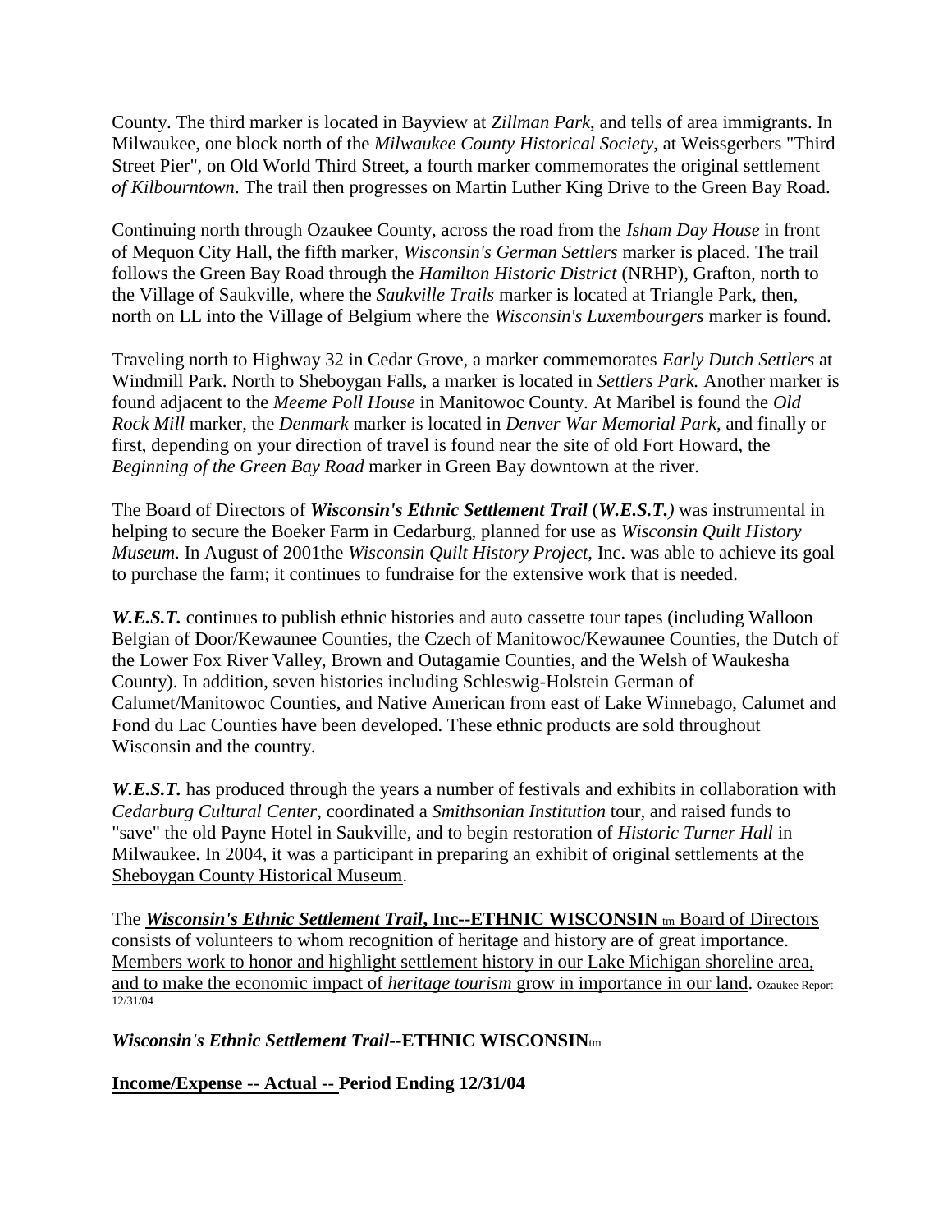County. The third marker is located in Bayview at *Zillman Park*, and tells of area immigrants. In Milwaukee, one block north of the *Milwaukee County Historical Society*, at Weissgerbers "Third Street Pier", on Old World Third Street, a fourth marker commemorates the original settlement *of Kilbourntown*. The trail then progresses on Martin Luther King Drive to the Green Bay Road.

Continuing north through Ozaukee County, across the road from the *Isham Day House* in front of Mequon City Hall, the fifth marker, *Wisconsin's German Settlers* marker is placed. The trail follows the Green Bay Road through the *Hamilton Historic District* (NRHP), Grafton, north to the Village of Saukville, where the *Saukville Trails* marker is located at Triangle Park, then, north on LL into the Village of Belgium where the *Wisconsin's Luxembourgers* marker is found.

Traveling north to Highway 32 in Cedar Grove, a marker commemorates *Early Dutch Settlers* at Windmill Park. North to Sheboygan Falls, a marker is located in *Settlers Park.* Another marker is found adjacent to the *Meeme Poll House* in Manitowoc County. At Maribel is found the *Old Rock Mill* marker, the *Denmark* marker is located in *Denver War Memorial Park*, and finally or first, depending on your direction of travel is found near the site of old Fort Howard, the *Beginning of the Green Bay Road* marker in Green Bay downtown at the river.

The Board of Directors of ***Wisconsin's Ethnic Settlement Trail*** (***W.E.S.T.****)* was instrumental in helping to secure the Boeker Farm in Cedarburg, planned for use as *Wisconsin Quilt History Museum*. In August of 2001the *Wisconsin Quilt History Project*, Inc. was able to achieve its goal to purchase the farm; it continues to fundraise for the extensive work that is needed.

***W.E.S.T.*** continues to publish ethnic histories and auto cassette tour tapes (including Walloon Belgian of Door/Kewaunee Counties, the Czech of Manitowoc/Kewaunee Counties, the Dutch of the Lower Fox River Valley, Brown and Outagamie Counties, and the Welsh of Waukesha County). In addition, seven histories including Schleswig-Holstein German of Calumet/Manitowoc Counties, and Native American from east of Lake Winnebago, Calumet and Fond du Lac Counties have been developed. These ethnic products are sold throughout Wisconsin and the country.

***W.E.S.T.*** has produced through the years a number of festivals and exhibits in collaboration with *Cedarburg Cultural Center*, coordinated a *Smithsonian Institution* tour, and raised funds to "save" the old Payne Hotel in Saukville, and to begin restoration of *Historic Turner Hall* in Milwaukee. In 2004, it was a participant in preparing an exhibit of original settlements at the Sheboygan County Historical Museum.

The ***Wisconsin's Ethnic Settlement Trail*, Inc--ETHNIC WISCONSIN** tm Board of Directors consists of volunteers to whom recognition of heritage and history are of great importance. Members work to honor and highlight settlement history in our Lake Michigan shoreline area, and to make the economic impact of *heritage tourism* grow in importance in our land. Ozaukee Report 12/31/04

***Wisconsin's Ethnic Settlement Trail*--ETHNIC WISCONSIN**tm

**Income/Expense -- Actual -- Period Ending 12/31/04**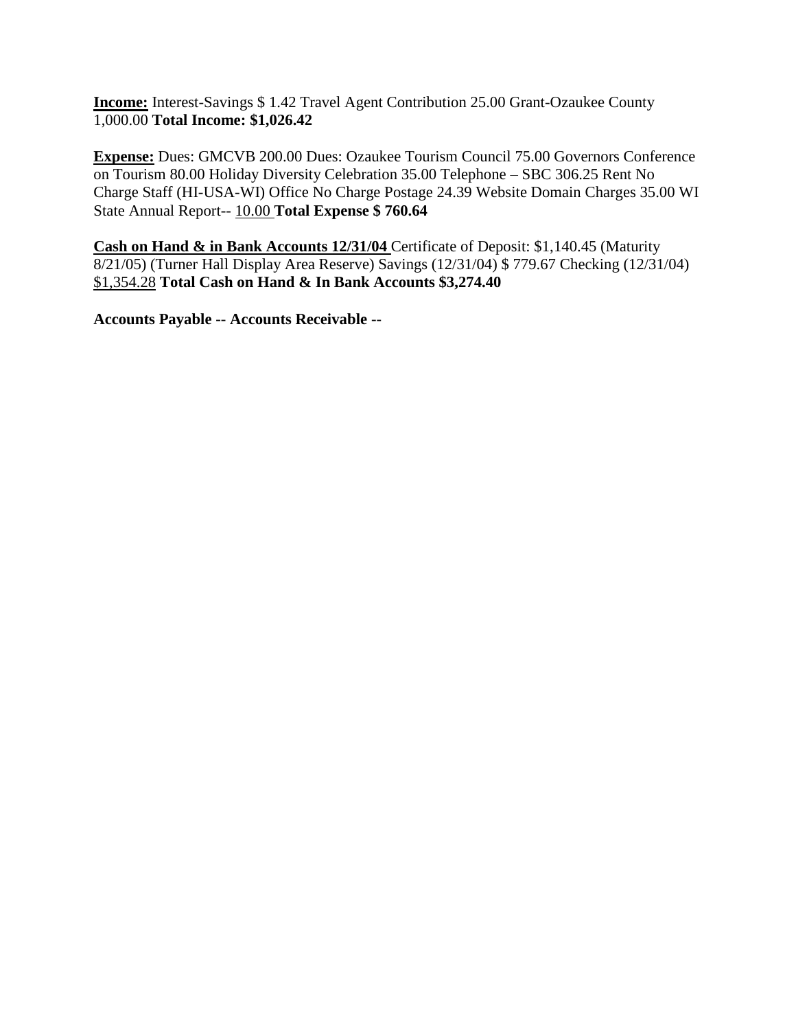**Income:** Interest-Savings $ 1.42 Travel Agent Contribution 25.00 Grant-Ozaukee County 1,000.00 **Total Income: $1,026.42**

**Expense:** Dues: GMCVB 200.00 Dues: Ozaukee Tourism Council 75.00 Governors Conference on Tourism 80.00 Holiday Diversity Celebration 35.00 Telephone – SBC 306.25 Rent No Charge Staff (HI-USA-WI) Office No Charge Postage 24.39 Website Domain Charges 35.00 WI State Annual Report-- 10.00 **Total Expense $ 760.64**

**Cash on Hand & in Bank Accounts 12/31/04** Certificate of Deposit: $1,140.45 (Maturity 8/21/05) (Turner Hall Display Area Reserve) Savings (12/31/04) $ 779.67 Checking (12/31/04) $1,354.28 **Total Cash on Hand & In Bank Accounts $3,274.40**

**Accounts Payable -- Accounts Receivable --**